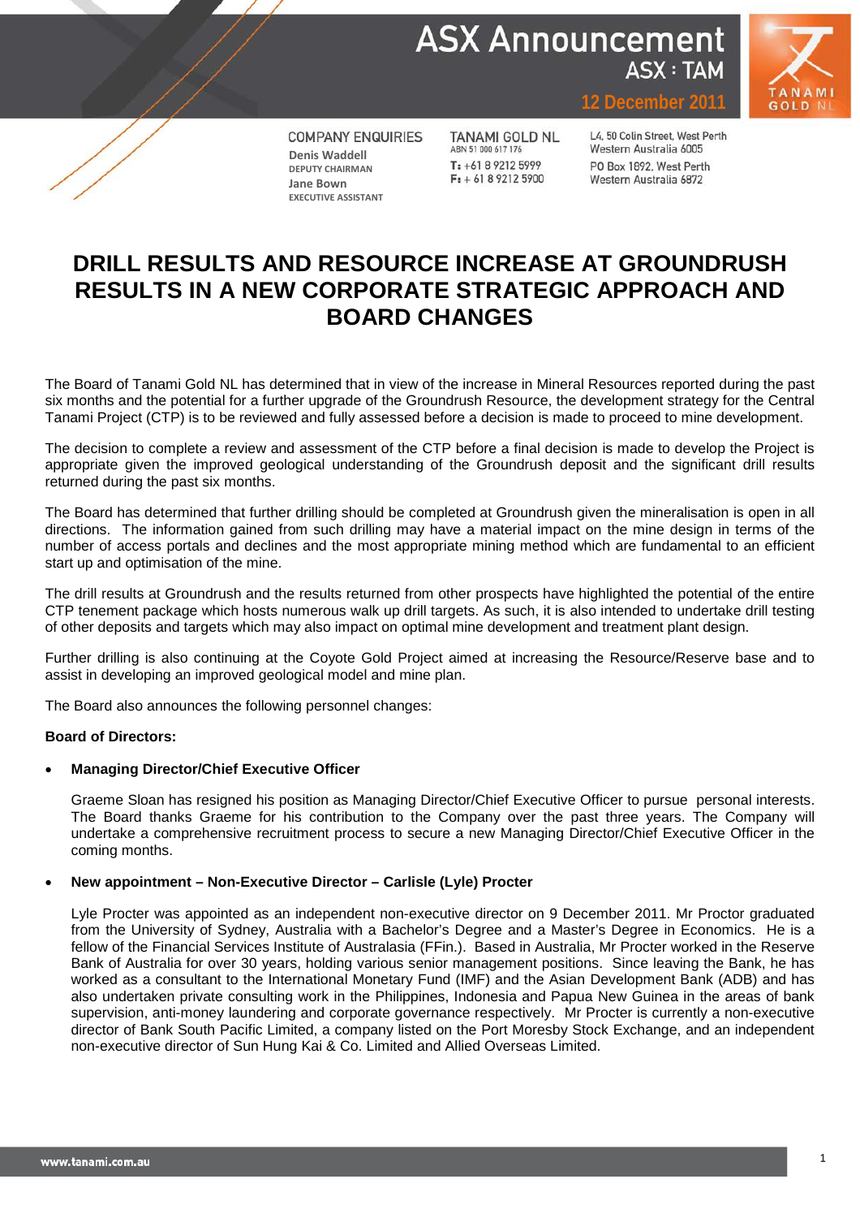# ASX Announcement

ASX : TAM

12 December 2011

COMPANY ENQUIRIES
Denis Waddell
DEPUTY CHAIRMAN
Jane Bown
EXECUTIVE ASSISTANT

TANAMI GOLD NL
ABN 51 000 617 176
T: +61 8 9212 5999
F: + 61 8 9212 5900

L4, 50 Colin Street, West Perth
Western Australia 6005
PO Box 1892, West Perth
Western Australia 6872

## DRILL RESULTS AND RESOURCE INCREASE AT GROUNDRUSH RESULTS IN A NEW CORPORATE STRATEGIC APPROACH AND BOARD CHANGES

The Board of Tanami Gold NL has determined that in view of the increase in Mineral Resources reported during the past six months and the potential for a further upgrade of the Groundrush Resource, the development strategy for the Central Tanami Project (CTP) is to be reviewed and fully assessed before a decision is made to proceed to mine development.

The decision to complete a review and assessment of the CTP before a final decision is made to develop the Project is appropriate given the improved geological understanding of the Groundrush deposit and the significant drill results returned during the past six months.

The Board has determined that further drilling should be completed at Groundrush given the mineralisation is open in all directions. The information gained from such drilling may have a material impact on the mine design in terms of the number of access portals and declines and the most appropriate mining method which are fundamental to an efficient start up and optimisation of the mine.

The drill results at Groundrush and the results returned from other prospects have highlighted the potential of the entire CTP tenement package which hosts numerous walk up drill targets. As such, it is also intended to undertake drill testing of other deposits and targets which may also impact on optimal mine development and treatment plant design.

Further drilling is also continuing at the Coyote Gold Project aimed at increasing the Resource/Reserve base and to assist in developing an improved geological model and mine plan.

The Board also announces the following personnel changes:

**Board of Directors:**

- **Managing Director/Chief Executive Officer**

  Graeme Sloan has resigned his position as Managing Director/Chief Executive Officer to pursue personal interests. The Board thanks Graeme for his contribution to the Company over the past three years. The Company will undertake a comprehensive recruitment process to secure a new Managing Director/Chief Executive Officer in the coming months.

- **New appointment – Non-Executive Director – Carlisle (Lyle) Procter**

  Lyle Procter was appointed as an independent non-executive director on 9 December 2011. Mr Proctor graduated from the University of Sydney, Australia with a Bachelor's Degree and a Master's Degree in Economics. He is a fellow of the Financial Services Institute of Australasia (FFin.). Based in Australia, Mr Procter worked in the Reserve Bank of Australia for over 30 years, holding various senior management positions. Since leaving the Bank, he has worked as a consultant to the International Monetary Fund (IMF) and the Asian Development Bank (ADB) and has also undertaken private consulting work in the Philippines, Indonesia and Papua New Guinea in the areas of bank supervision, anti-money laundering and corporate governance respectively. Mr Procter is currently a non-executive director of Bank South Pacific Limited, a company listed on the Port Moresby Stock Exchange, and an independent non-executive director of Sun Hung Kai & Co. Limited and Allied Overseas Limited.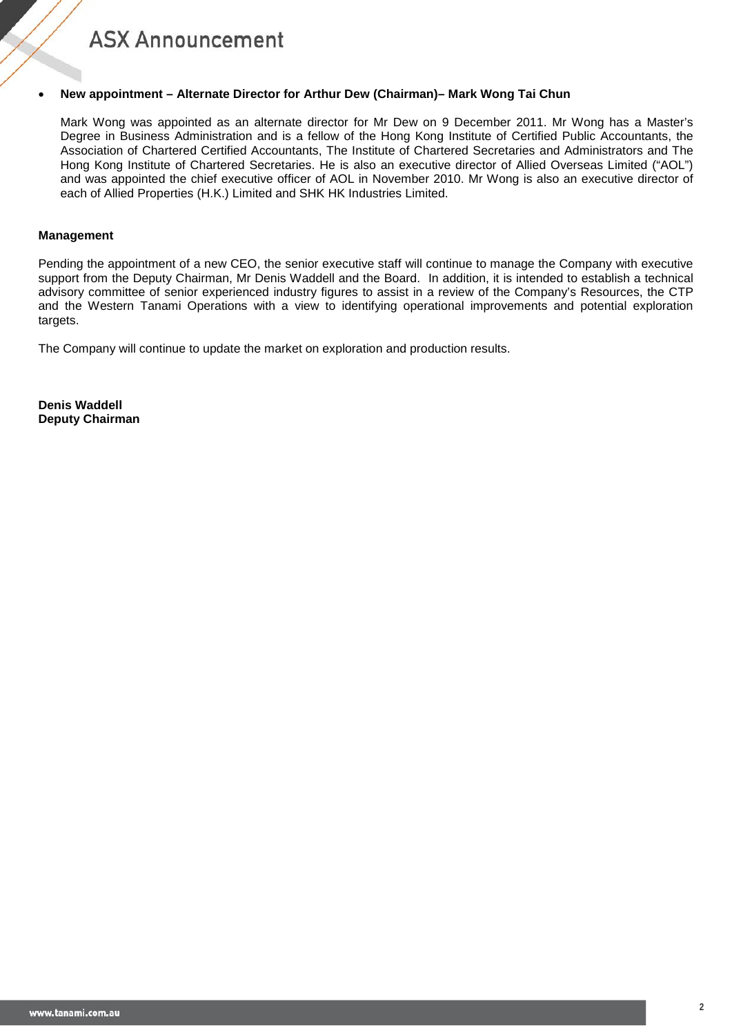- **New appointment – Alternate Director for Arthur Dew (Chairman)– Mark Wong Tai Chun**

  Mark Wong was appointed as an alternate director for Mr Dew on 9 December 2011. Mr Wong has a Master's Degree in Business Administration and is a fellow of the Hong Kong Institute of Certified Public Accountants, the Association of Chartered Certified Accountants, The Institute of Chartered Secretaries and Administrators and The Hong Kong Institute of Chartered Secretaries. He is also an executive director of Allied Overseas Limited ("AOL") and was appointed the chief executive officer of AOL in November 2010. Mr Wong is also an executive director of each of Allied Properties (H.K.) Limited and SHK HK Industries Limited.

**Management**

Pending the appointment of a new CEO, the senior executive staff will continue to manage the Company with executive support from the Deputy Chairman, Mr Denis Waddell and the Board. In addition, it is intended to establish a technical advisory committee of senior experienced industry figures to assist in a review of the Company's Resources, the CTP and the Western Tanami Operations with a view to identifying operational improvements and potential exploration targets.

The Company will continue to update the market on exploration and production results.

**Denis Waddell**
**Deputy Chairman**